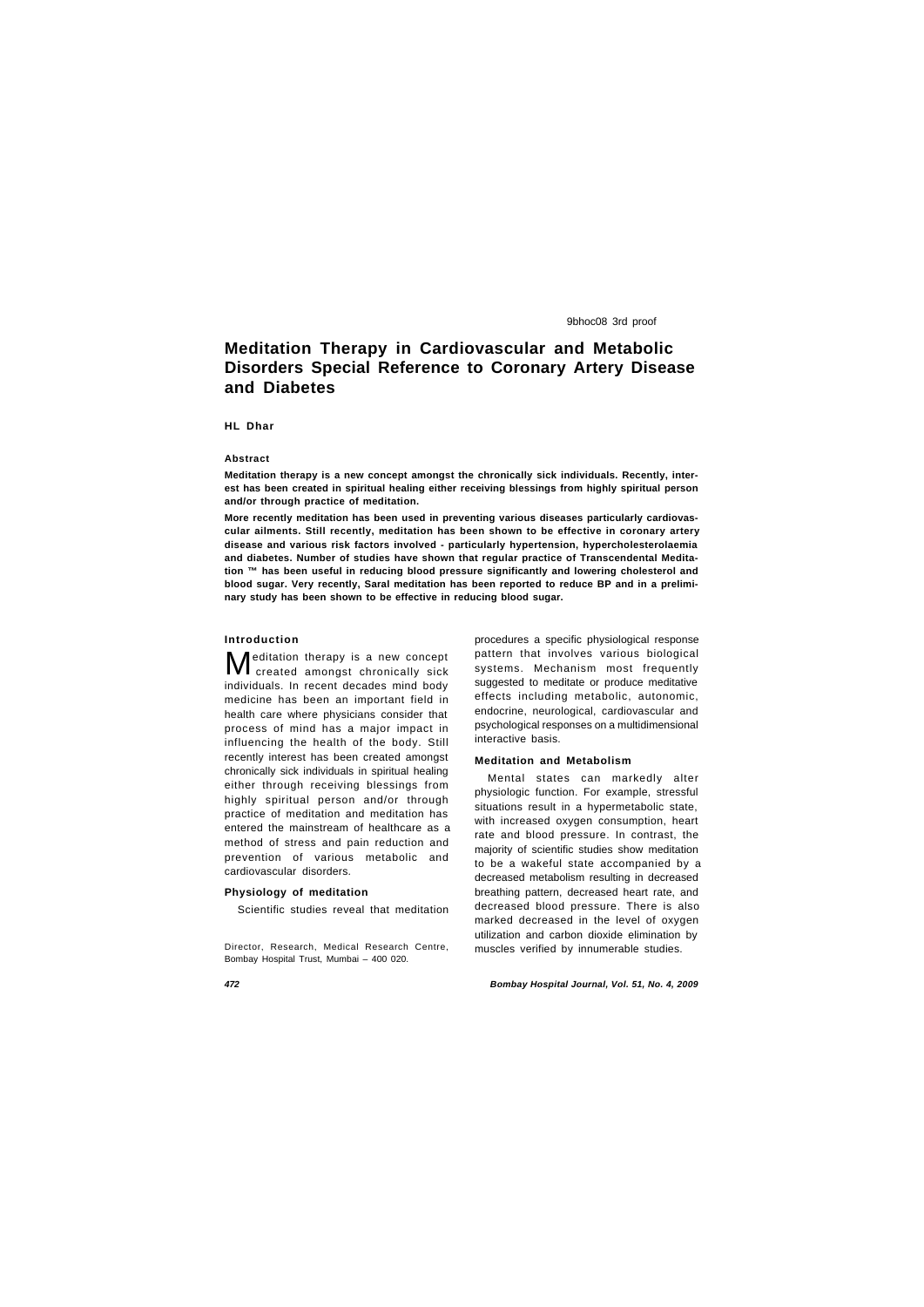# Meditation Therapy in Cardiovascular and Metabolic Disorders Special Reference to Coronary Artery Disease and Diabetes

**HL Dhar**

### Abstract

**Meditation therapy is a new concept amongst the chronically sick individuals. Recently, interest has been created in spiritual healing either receiving blessings from highly spiritual person and/or through practice of meditation.**

**More recently meditation has been used in preventing various diseases particularly cardiovascular ailments. Still recently, meditation has been shown to be effective in coronary artery disease and various risk factors involved - particularly hypertension, hypercholesterolaemia and diabetes. Number of studies have shown that regular practice of Transcendental Meditation ™ has been useful in reducing blood pressure significantly and lowering cholesterol and blood sugar. Very recently, Saral meditation has been reported to reduce BP and in a preliminary study has been shown to be effective in reducing blood sugar.**

## Introduction

Meditation therapy is a new concept created amongst chronically sick individuals. In recent decades mind body medicine has been an important field in health care where physicians consider that process of mind has a major impact in influencing the health of the body. Still recently interest has been created amongst chronically sick individuals in spiritual healing either through receiving blessings from highly spiritual person and/or through practice of meditation and meditation has entered the mainstream of healthcare as a method of stress and pain reduction and prevention of various metabolic and cardiovascular disorders.

## Physiology of meditation

Scientific studies reveal that meditation procedures a specific physiological response pattern that involves various biological systems. Mechanism most frequently suggested to meditate or produce meditative effects including metabolic, autonomic, endocrine, neurological, cardiovascular and psychological responses on a multidimensional interactive basis.

## Meditation and Metabolism

Mental states can markedly alter physiologic function. For example, stressful situations result in a hypermetabolic state, with increased oxygen consumption, heart rate and blood pressure. In contrast, the majority of scientific studies show meditation to be a wakeful state accompanied by a decreased metabolism resulting in decreased breathing pattern, decreased heart rate, and decreased blood pressure. There is also marked decreased in the level of oxygen utilization and carbon dioxide elimination by muscles verified by innumerable studies.

Director, Research, Medical Research Centre, Bombay Hospital Trust, Mumbai – 400 020.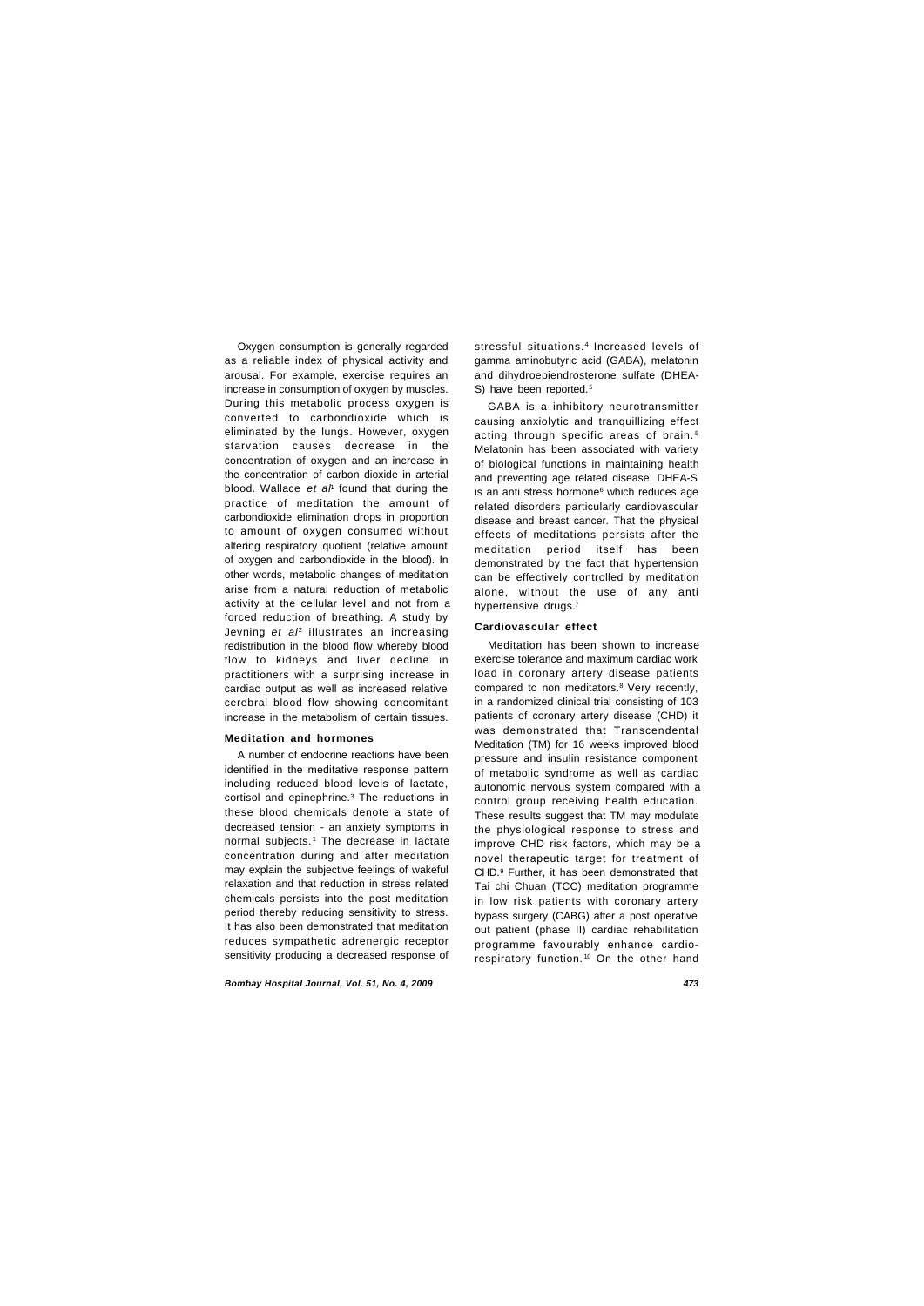Oxygen consumption is generally regarded as a reliable index of physical activity and arousal. For example, exercise requires an increase in consumption of oxygen by muscles. During this metabolic process oxygen is converted to carbondioxide which is eliminated by the lungs. However, oxygen starvation causes decrease in the concentration of oxygen and an increase in the concentration of carbon dioxide in arterial blood. Wallace *et al*[1] found that during the practice of meditation the amount of carbondioxide elimination drops in proportion to amount of oxygen consumed without altering respiratory quotient (relative amount of oxygen and carbondioxide in the blood). In other words, metabolic changes of meditation arise from a natural reduction of metabolic activity at the cellular level and not from a forced reduction of breathing. A study by Jevning *et al*[2] illustrates an increasing redistribution in the blood flow whereby blood flow to kidneys and liver decline in practitioners with a surprising increase in cardiac output as well as increased relative cerebral blood flow showing concomitant increase in the metabolism of certain tissues.

### Meditation and hormones

A number of endocrine reactions have been identified in the meditative response pattern including reduced blood levels of lactate, cortisol and epinephrine.[3] The reductions in these blood chemicals denote a state of decreased tension - an anxiety symptoms in normal subjects.[1] The decrease in lactate concentration during and after meditation may explain the subjective feelings of wakeful relaxation and that reduction in stress related chemicals persists into the post meditation period thereby reducing sensitivity to stress. It has also been demonstrated that meditation reduces sympathetic adrenergic receptor sensitivity producing a decreased response of stressful situations.[4] Increased levels of gamma aminobutyric acid (GABA), melatonin and dihydroepiendrosterone sulfate (DHEA-S) have been reported.[5]

GABA is a inhibitory neurotransmitter causing anxiolytic and tranquillizing effect acting through specific areas of brain.[5] Melatonin has been associated with variety of biological functions in maintaining health and preventing age related disease. DHEA-S is an anti stress hormone[6] which reduces age related disorders particularly cardiovascular disease and breast cancer. That the physical effects of meditations persists after the meditation period itself has been demonstrated by the fact that hypertension can be effectively controlled by meditation alone, without the use of any anti hypertensive drugs.[7]

### Cardiovascular effect

Meditation has been shown to increase exercise tolerance and maximum cardiac work load in coronary artery disease patients compared to non meditators.[8] Very recently, in a randomized clinical trial consisting of 103 patients of coronary artery disease (CHD) it was demonstrated that Transcendental Meditation (TM) for 16 weeks improved blood pressure and insulin resistance component of metabolic syndrome as well as cardiac autonomic nervous system compared with a control group receiving health education. These results suggest that TM may modulate the physiological response to stress and improve CHD risk factors, which may be a novel therapeutic target for treatment of CHD.[9] Further, it has been demonstrated that Tai chi Chuan (TCC) meditation programme in low risk patients with coronary artery bypass surgery (CABG) after a post operative out patient (phase II) cardiac rehabilitation programme favourably enhance cardio-respiratory function.[10] On the other hand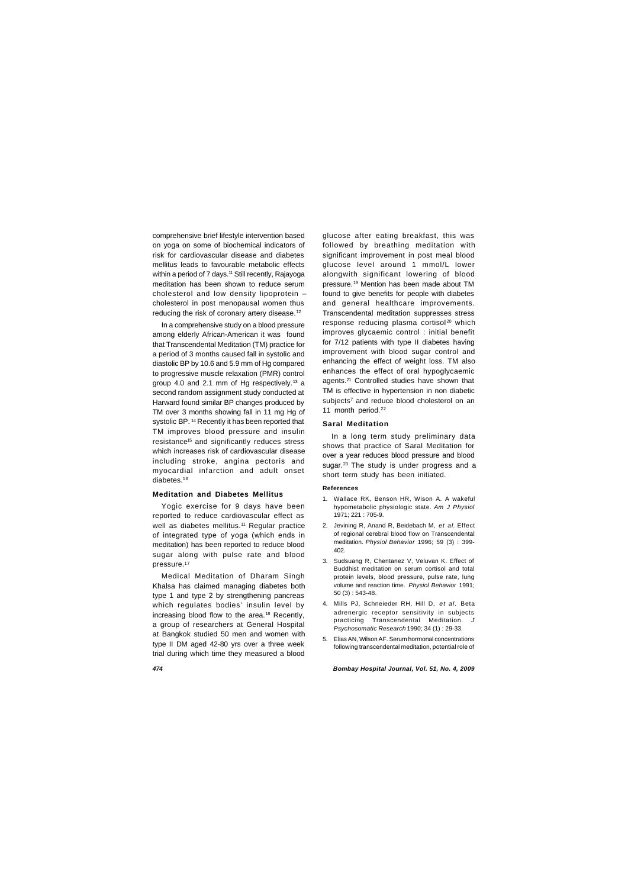comprehensive brief lifestyle intervention based on yoga on some of biochemical indicators of risk for cardiovascular disease and diabetes mellitus leads to favourable metabolic effects within a period of 7 days.[11] Still recently, Rajayoga meditation has been shown to reduce serum cholesterol and low density lipoprotein – cholesterol in post menopausal women thus reducing the risk of coronary artery disease.[12]

In a comprehensive study on a blood pressure among elderly African-American it was found that Transcendental Meditation (TM) practice for a period of 3 months caused fall in systolic and diastolic BP by 10.6 and 5.9 mm of Hg compared to progressive muscle relaxation (PMR) control group 4.0 and 2.1 mm of Hg respectively.[13] a second random assignment study conducted at Harward found similar BP changes produced by TM over 3 months showing fall in 11 mg Hg of systolic BP.[14] Recently it has been reported that TM improves blood pressure and insulin resistance[15] and significantly reduces stress which increases risk of cardiovascular disease including stroke, angina pectoris and myocardial infarction and adult onset diabetes.[16]

## Meditation and Diabetes Mellitus

Yogic exercise for 9 days have been reported to reduce cardiovascular effect as well as diabetes mellitus.[11] Regular practice of integrated type of yoga (which ends in meditation) has been reported to reduce blood sugar along with pulse rate and blood pressure.[17]

Medical Meditation of Dharam Singh Khalsa has claimed managing diabetes both type 1 and type 2 by strengthening pancreas which regulates bodies' insulin level by increasing blood flow to the area.[18] Recently, a group of researchers at General Hospital at Bangkok studied 50 men and women with type II DM aged 42-80 yrs over a three week trial during which time they measured a blood glucose after eating breakfast, this was followed by breathing meditation with significant improvement in post meal blood glucose level around 1 mmol/L lower alongwith significant lowering of blood pressure.[19] Mention has been made about TM found to give benefits for people with diabetes and general healthcare improvements. Transcendental meditation suppresses stress response reducing plasma cortisol[20] which improves glycaemic control : initial benefit for 7/12 patients with type II diabetes having improvement with blood sugar control and enhancing the effect of weight loss. TM also enhances the effect of oral hypoglycaemic agents.[21] Controlled studies have shown that TM is effective in hypertension in non diabetic subjects[7] and reduce blood cholesterol on an 11 month period.[22]

## Saral Meditation

In a long term study preliminary data shows that practice of Saral Meditation for over a year reduces blood pressure and blood sugar.[23] The study is under progress and a short term study has been initiated.

### References

1. Wallace RK, Benson HR, Wison A. A wakeful hypometabolic physiologic state. *Am J Physiol* 1971; 221 : 705-9.
2. Jevining R, Anand R, Beidebach M, *et al*. Effect of regional cerebral blood flow on Transcendental meditation. *Physiol Behavior* 1996; 59 (3) : 399-402.
3. Sudsuang R, Chentanez V, Veluvan K. Effect of Buddhist meditation on serum cortisol and total protein levels, blood pressure, pulse rate, lung volume and reaction time. *Physiol Behavior* 1991; 50 (3) : 543-48.
4. Mills PJ, Schneieder RH, Hill D, *et al*. Beta adrenergic receptor sensitivity in subjects practicing Transcendental Meditation. *J Psychosomatic Research* 1990; 34 (1) : 29-33.
5. Elias AN, Wilson AF. Serum hormonal concentrations following transcendental meditation, potential role of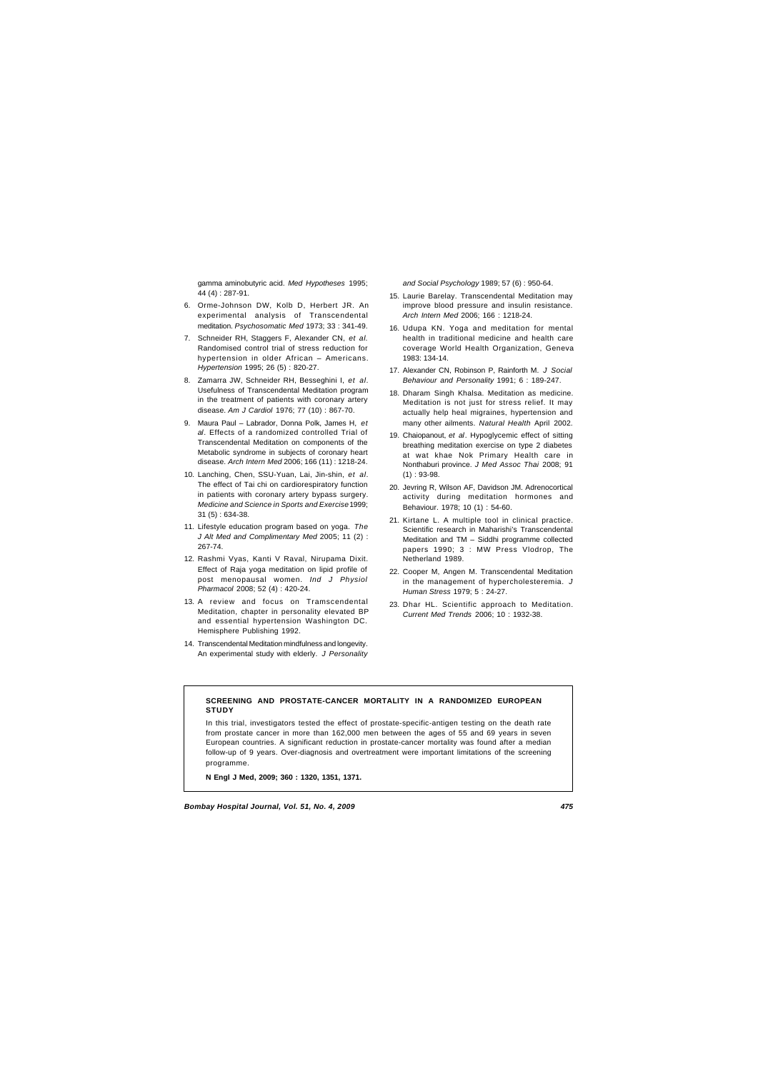gamma aminobutyric acid. *Med Hypotheses* 1995; 44 (4) : 287-91.

6. Orme-Johnson DW, Kolb D, Herbert JR. An experimental analysis of Transcendental meditation. *Psychosomatic Med* 1973; 33 : 341-49.
7. Schneider RH, Staggers F, Alexander CN, *et al*. Randomised control trial of stress reduction for hypertension in older African – Americans. *Hypertension* 1995; 26 (5) : 820-27.
8. Zamarra JW, Schneider RH, Besseghini I, *et al*. Usefulness of Transcendental Meditation program in the treatment of patients with coronary artery disease. *Am J Cardiol* 1976; 77 (10) : 867-70.
9. Maura Paul – Labrador, Donna Polk, James H, *et al*. Effects of a randomized controlled Trial of Transcendental Meditation on components of the Metabolic syndrome in subjects of coronary heart disease. *Arch Intern Med* 2006; 166 (11) : 1218-24.
10. Lanching, Chen, SSU-Yuan, Lai, Jin-shin, *et al*. The effect of Tai chi on cardiorespiratory function in patients with coronary artery bypass surgery. *Medicine and Science in Sports and Exercise* 1999; 31 (5) : 634-38.
11. Lifestyle education program based on yoga. *The J Alt Med and Complimentary Med* 2005; 11 (2) : 267-74.
12. Rashmi Vyas, Kanti V Raval, Nirupama Dixit. Effect of Raja yoga meditation on lipid profile of post menopausal women. *Ind J Physiol Pharmacol* 2008; 52 (4) : 420-24.
13. A review and focus on Tramscendental Meditation, chapter in personality elevated BP and essential hypertension Washington DC. Hemisphere Publishing 1992.
14. Transcendental Meditation mindfulness and longevity. An experimental study with elderly. *J Personality and Social Psychology* 1989; 57 (6) : 950-64.
15. Laurie Barelay. Transcendental Meditation may improve blood pressure and insulin resistance. *Arch Intern Med* 2006; 166 : 1218-24.
16. Udupa KN. Yoga and meditation for mental health in traditional medicine and health care coverage World Health Organization, Geneva 1983: 134-14.
17. Alexander CN, Robinson P, Rainforth M. *J Social Behaviour and Personality* 1991; 6 : 189-247.
18. Dharam Singh Khalsa. Meditation as medicine. Meditation is not just for stress relief. It may actually help heal migraines, hypertension and many other ailments. *Natural Health* April 2002.
19. Chaiopanout, *et al*. Hypoglycemic effect of sitting breathing meditation exercise on type 2 diabetes at wat khae Nok Primary Health care in Nonthaburi province. *J Med Assoc Thai* 2008; 91 (1) : 93-98.
20. Jevring R, Wilson AF, Davidson JM. Adrenocortical activity during meditation hormones and Behaviour. 1978; 10 (1) : 54-60.
21. Kirtane L. A multiple tool in clinical practice. Scientific research in Maharishi's Transcendental Meditation and TM – Siddhi programme collected papers 1990; 3 : MW Press Vlodrop, The Netherland 1989.
22. Cooper M, Angen M. Transcendental Meditation in the management of hypercholesteremia. *J Human Stress* 1979; 5 : 24-27.
23. Dhar HL. Scientific approach to Meditation. *Current Med Trends* 2006; 10 : 1932-38.

**SCREENING AND PROSTATE-CANCER MORTALITY IN A RANDOMIZED EUROPEAN STUDY**

In this trial, investigators tested the effect of prostate-specific-antigen testing on the death rate from prostate cancer in more than 162,000 men between the ages of 55 and 69 years in seven European countries. A significant reduction in prostate-cancer mortality was found after a median follow-up of 9 years. Over-diagnosis and overtreatment were important limitations of the screening programme.

**N Engl J Med, 2009; 360 : 1320, 1351, 1371.**